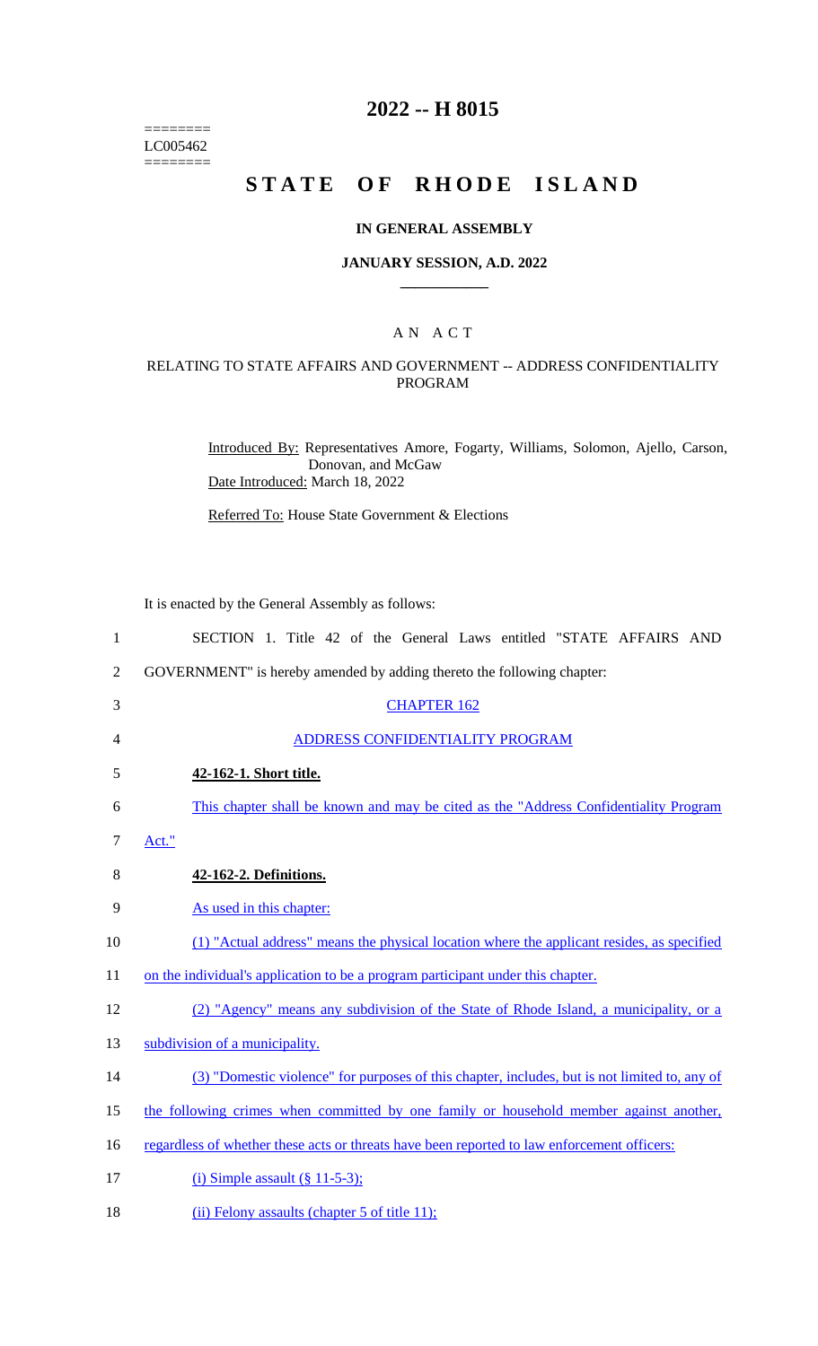========
LC005462
========

# 2022 -- H 8015

# STATE OF RHODE ISLAND

## IN GENERAL ASSEMBLY

### JANUARY SESSION, A.D. 2022

### A N A C T

#### RELATING TO STATE AFFAIRS AND GOVERNMENT -- ADDRESS CONFIDENTIALITY PROGRAM

Introduced By: Representatives Amore, Fogarty, Williams, Solomon, Ajello, Carson, Donovan, and McGaw

Date Introduced: March 18, 2022

Referred To: House State Government & Elections

It is enacted by the General Assembly as follows:

1 SECTION 1. Title 42 of the General Laws entitled "STATE AFFAIRS AND
2 GOVERNMENT" is hereby amended by adding thereto the following chapter:

3 CHAPTER 162

4 ADDRESS CONFIDENTIALITY PROGRAM

5 **42-162-1. Short title.**

6 This chapter shall be known and may be cited as the "Address Confidentiality Program
7 Act."

8 **42-162-2. Definitions.**

9 As used in this chapter:

10 (1) "Actual address" means the physical location where the applicant resides, as specified
11 on the individual's application to be a program participant under this chapter.

12 (2) "Agency" means any subdivision of the State of Rhode Island, a municipality, or a
13 subdivision of a municipality.

14 (3) "Domestic violence" for purposes of this chapter, includes, but is not limited to, any of
15 the following crimes when committed by one family or household member against another,
16 regardless of whether these acts or threats have been reported to law enforcement officers:

17 (i) Simple assault (§ 11-5-3);

18 (ii) Felony assaults (chapter 5 of title 11);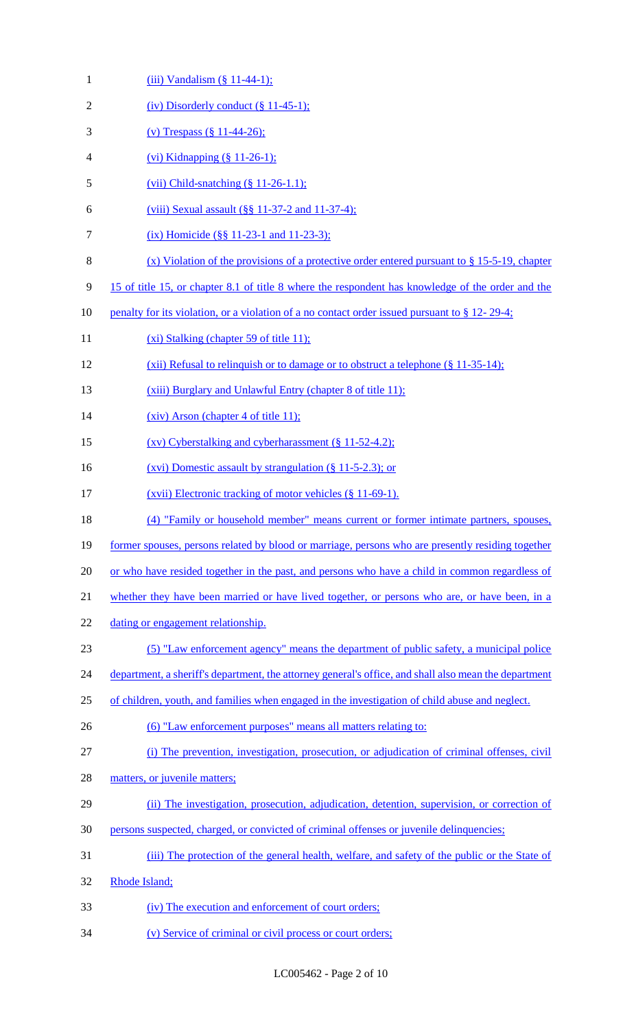(iii) Vandalism (§ 11-44-1);

(iv) Disorderly conduct (§ 11-45-1);

(v) Trespass (§ 11-44-26);

(vi) Kidnapping (§ 11-26-1);

(vii) Child-snatching (§ 11-26-1.1);

(viii) Sexual assault (§§ 11-37-2 and 11-37-4);

(ix) Homicide (§§ 11-23-1 and 11-23-3);

(x) Violation of the provisions of a protective order entered pursuant to § 15-5-19, chapter 15 of title 15, or chapter 8.1 of title 8 where the respondent has knowledge of the order and the penalty for its violation, or a violation of a no contact order issued pursuant to § 12- 29-4;

(xi) Stalking (chapter 59 of title 11);

(xii) Refusal to relinquish or to damage or to obstruct a telephone (§ 11-35-14);

(xiii) Burglary and Unlawful Entry (chapter 8 of title 11);

(xiv) Arson (chapter 4 of title 11);

(xv) Cyberstalking and cyberharassment (§ 11-52-4.2);

(xvi) Domestic assault by strangulation (§ 11-5-2.3); or

(xvii) Electronic tracking of motor vehicles (§ 11-69-1).

(4) "Family or household member" means current or former intimate partners, spouses, former spouses, persons related by blood or marriage, persons who are presently residing together or who have resided together in the past, and persons who have a child in common regardless of whether they have been married or have lived together, or persons who are, or have been, in a dating or engagement relationship.

(5) "Law enforcement agency" means the department of public safety, a municipal police department, a sheriff's department, the attorney general's office, and shall also mean the department of children, youth, and families when engaged in the investigation of child abuse and neglect.

(6) "Law enforcement purposes" means all matters relating to:

(i) The prevention, investigation, prosecution, or adjudication of criminal offenses, civil matters, or juvenile matters;

(ii) The investigation, prosecution, adjudication, detention, supervision, or correction of persons suspected, charged, or convicted of criminal offenses or juvenile delinquencies;

(iii) The protection of the general health, welfare, and safety of the public or the State of Rhode Island;

(iv) The execution and enforcement of court orders;

(v) Service of criminal or civil process or court orders;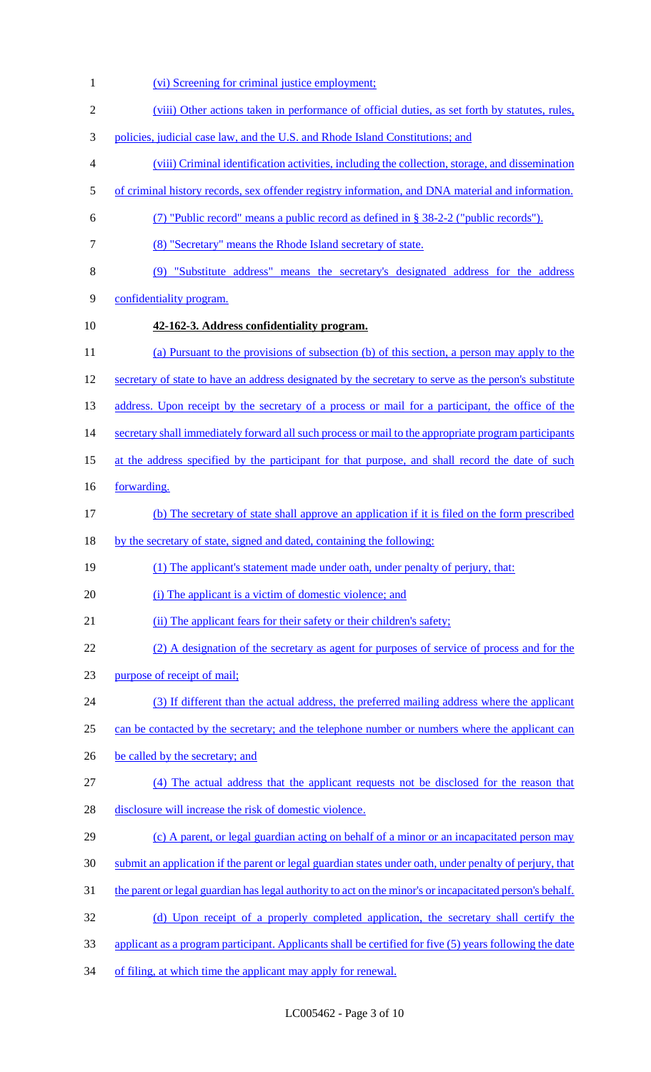(vi) Screening for criminal justice employment;

(viii) Other actions taken in performance of official duties, as set forth by statutes, rules, policies, judicial case law, and the U.S. and Rhode Island Constitutions; and

(viii) Criminal identification activities, including the collection, storage, and dissemination of criminal history records, sex offender registry information, and DNA material and information.

(7) "Public record" means a public record as defined in § 38-2-2 ("public records").

(8) "Secretary" means the Rhode Island secretary of state.

(9) "Substitute address" means the secretary's designated address for the address confidentiality program.

**42-162-3. Address confidentiality program.**

(a) Pursuant to the provisions of subsection (b) of this section, a person may apply to the secretary of state to have an address designated by the secretary to serve as the person's substitute address. Upon receipt by the secretary of a process or mail for a participant, the office of the secretary shall immediately forward all such process or mail to the appropriate program participants at the address specified by the participant for that purpose, and shall record the date of such forwarding.

(b) The secretary of state shall approve an application if it is filed on the form prescribed by the secretary of state, signed and dated, containing the following:

(1) The applicant's statement made under oath, under penalty of perjury, that:

(i) The applicant is a victim of domestic violence; and

(ii) The applicant fears for their safety or their children's safety;

(2) A designation of the secretary as agent for purposes of service of process and for the purpose of receipt of mail;

(3) If different than the actual address, the preferred mailing address where the applicant can be contacted by the secretary; and the telephone number or numbers where the applicant can be called by the secretary; and

(4) The actual address that the applicant requests not be disclosed for the reason that disclosure will increase the risk of domestic violence.

(c) A parent, or legal guardian acting on behalf of a minor or an incapacitated person may submit an application if the parent or legal guardian states under oath, under penalty of perjury, that the parent or legal guardian has legal authority to act on the minor's or incapacitated person's behalf.

(d) Upon receipt of a properly completed application, the secretary shall certify the applicant as a program participant. Applicants shall be certified for five (5) years following the date of filing, at which time the applicant may apply for renewal.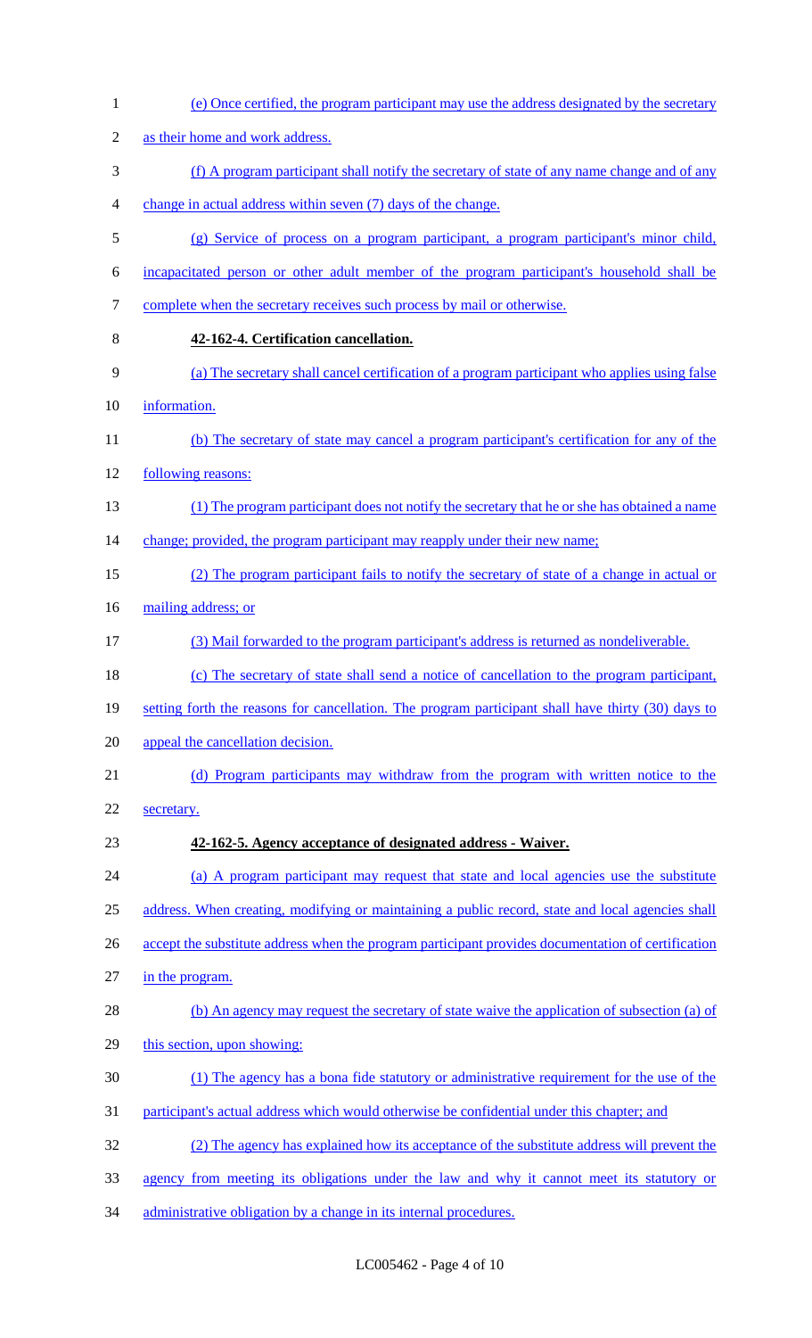(e) Once certified, the program participant may use the address designated by the secretary as their home and work address.

(f) A program participant shall notify the secretary of state of any name change and of any change in actual address within seven (7) days of the change.

(g) Service of process on a program participant, a program participant's minor child, incapacitated person or other adult member of the program participant's household shall be complete when the secretary receives such process by mail or otherwise.

**42-162-4. Certification cancellation.**

(a) The secretary shall cancel certification of a program participant who applies using false information.

(b) The secretary of state may cancel a program participant's certification for any of the following reasons:

(1) The program participant does not notify the secretary that he or she has obtained a name change; provided, the program participant may reapply under their new name;

(2) The program participant fails to notify the secretary of state of a change in actual or mailing address; or

(3) Mail forwarded to the program participant's address is returned as nondeliverable.

(c) The secretary of state shall send a notice of cancellation to the program participant, setting forth the reasons for cancellation. The program participant shall have thirty (30) days to appeal the cancellation decision.

(d) Program participants may withdraw from the program with written notice to the secretary.

**42-162-5. Agency acceptance of designated address - Waiver.**

(a) A program participant may request that state and local agencies use the substitute address. When creating, modifying or maintaining a public record, state and local agencies shall accept the substitute address when the program participant provides documentation of certification in the program.

(b) An agency may request the secretary of state waive the application of subsection (a) of this section, upon showing:

(1) The agency has a bona fide statutory or administrative requirement for the use of the participant's actual address which would otherwise be confidential under this chapter; and

(2) The agency has explained how its acceptance of the substitute address will prevent the agency from meeting its obligations under the law and why it cannot meet its statutory or administrative obligation by a change in its internal procedures.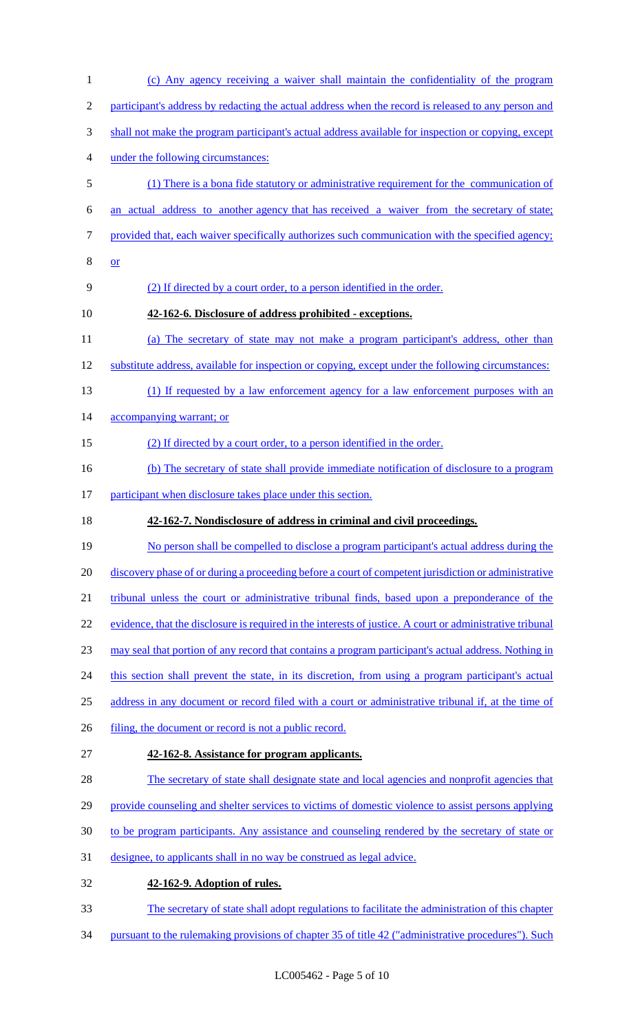(c) Any agency receiving a waiver shall maintain the confidentiality of the program participant's address by redacting the actual address when the record is released to any person and shall not make the program participant's actual address available for inspection or copying, except under the following circumstances:

(1) There is a bona fide statutory or administrative requirement for the communication of an actual address to another agency that has received a waiver from the secretary of state; provided that, each waiver specifically authorizes such communication with the specified agency; or

(2) If directed by a court order, to a person identified in the order.

**42-162-6. Disclosure of address prohibited - exceptions.**

(a) The secretary of state may not make a program participant's address, other than substitute address, available for inspection or copying, except under the following circumstances:

(1) If requested by a law enforcement agency for a law enforcement purposes with an accompanying warrant; or

(2) If directed by a court order, to a person identified in the order.

(b) The secretary of state shall provide immediate notification of disclosure to a program participant when disclosure takes place under this section.

**42-162-7. Nondisclosure of address in criminal and civil proceedings.**

No person shall be compelled to disclose a program participant's actual address during the discovery phase of or during a proceeding before a court of competent jurisdiction or administrative tribunal unless the court or administrative tribunal finds, based upon a preponderance of the evidence, that the disclosure is required in the interests of justice. A court or administrative tribunal may seal that portion of any record that contains a program participant's actual address. Nothing in this section shall prevent the state, in its discretion, from using a program participant's actual address in any document or record filed with a court or administrative tribunal if, at the time of filing, the document or record is not a public record.

**42-162-8. Assistance for program applicants.**

The secretary of state shall designate state and local agencies and nonprofit agencies that provide counseling and shelter services to victims of domestic violence to assist persons applying to be program participants. Any assistance and counseling rendered by the secretary of state or designee, to applicants shall in no way be construed as legal advice.

**42-162-9. Adoption of rules.**

The secretary of state shall adopt regulations to facilitate the administration of this chapter pursuant to the rulemaking provisions of chapter 35 of title 42 ("administrative procedures"). Such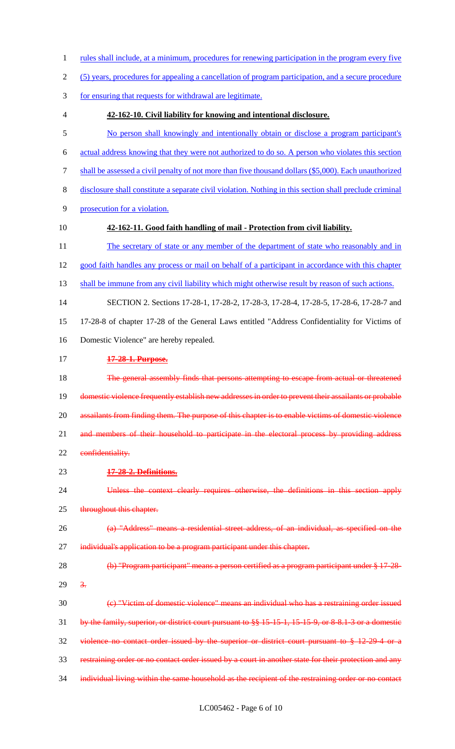rules shall include, at a minimum, procedures for renewing participation in the program every five (5) years, procedures for appealing a cancellation of program participation, and a secure procedure for ensuring that requests for withdrawal are legitimate.

**42-162-10. Civil liability for knowing and intentional disclosure.**

No person shall knowingly and intentionally obtain or disclose a program participant's actual address knowing that they were not authorized to do so. A person who violates this section shall be assessed a civil penalty of not more than five thousand dollars ($5,000). Each unauthorized disclosure shall constitute a separate civil violation. Nothing in this section shall preclude criminal prosecution for a violation.

**42-162-11. Good faith handling of mail - Protection from civil liability.**

The secretary of state or any member of the department of state who reasonably and in good faith handles any process or mail on behalf of a participant in accordance with this chapter shall be immune from any civil liability which might otherwise result by reason of such actions.

SECTION 2. Sections 17-28-1, 17-28-2, 17-28-3, 17-28-4, 17-28-5, 17-28-6, 17-28-7 and 17-28-8 of chapter 17-28 of the General Laws entitled "Address Confidentiality for Victims of Domestic Violence" are hereby repealed.

~~**17-28-1. Purpose.**~~

~~The general assembly finds that persons attempting to escape from actual or threatened domestic violence frequently establish new addresses in order to prevent their assailants or probable assailants from finding them. The purpose of this chapter is to enable victims of domestic violence and members of their household to participate in the electoral process by providing address confidentiality.~~

~~**17-28-2. Definitions.**~~

~~Unless the context clearly requires otherwise, the definitions in this section apply throughout this chapter.~~

~~(a) "Address" means a residential street address, of an individual, as specified on the individual's application to be a program participant under this chapter.~~

~~(b) "Program participant" means a person certified as a program participant under § 17-28-3.~~

~~(c) "Victim of domestic violence" means an individual who has a restraining order issued by the family, superior, or district court pursuant to §§ 15-15-1, 15-15-9, or 8-8.1-3 or a domestic violence no contact order issued by the superior or district court pursuant to § 12-29-4 or a restraining order or no contact order issued by a court in another state for their protection and any individual living within the same household as the recipient of the restraining order or no contact~~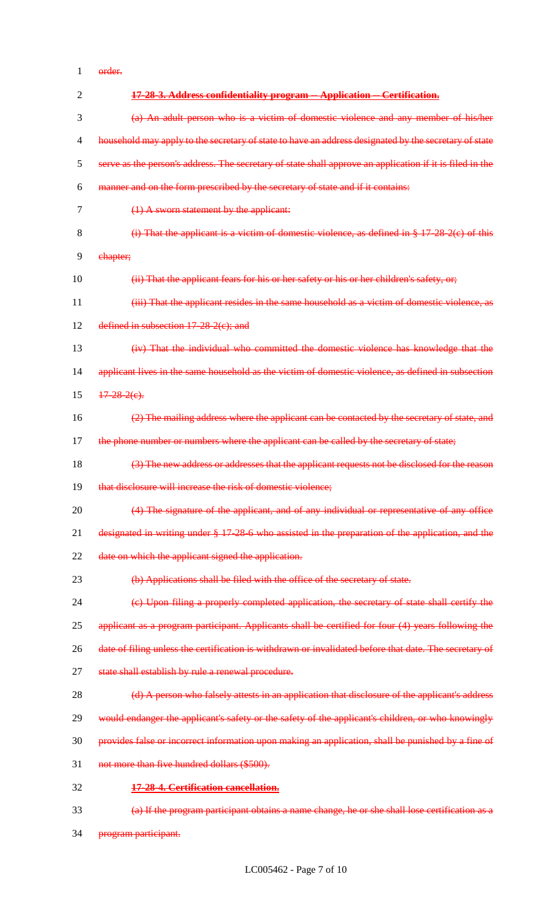~~order.~~

~~**17-28-3. Address confidentiality program -- Application -- Certification.**~~

~~(a) An adult person who is a victim of domestic violence and any member of his/her household may apply to the secretary of state to have an address designated by the secretary of state serve as the person's address. The secretary of state shall approve an application if it is filed in the manner and on the form prescribed by the secretary of state and if it contains:~~

~~(1) A sworn statement by the applicant:~~

~~(i) That the applicant is a victim of domestic violence, as defined in § 17-28-2(c) of this chapter;~~

~~(ii) That the applicant fears for his or her safety or his or her children's safety, or;~~

~~(iii) That the applicant resides in the same household as a victim of domestic violence, as defined in subsection 17-28-2(c); and~~

~~(iv) That the individual who committed the domestic violence has knowledge that the applicant lives in the same household as the victim of domestic violence, as defined in subsection 17-28-2(c).~~

~~(2) The mailing address where the applicant can be contacted by the secretary of state, and the phone number or numbers where the applicant can be called by the secretary of state;~~

~~(3) The new address or addresses that the applicant requests not be disclosed for the reason that disclosure will increase the risk of domestic violence;~~

~~(4) The signature of the applicant, and of any individual or representative of any office designated in writing under § 17-28-6 who assisted in the preparation of the application, and the date on which the applicant signed the application.~~

~~(b) Applications shall be filed with the office of the secretary of state.~~

~~(c) Upon filing a properly completed application, the secretary of state shall certify the applicant as a program participant. Applicants shall be certified for four (4) years following the date of filing unless the certification is withdrawn or invalidated before that date. The secretary of state shall establish by rule a renewal procedure.~~

~~(d) A person who falsely attests in an application that disclosure of the applicant's address would endanger the applicant's safety or the safety of the applicant's children, or who knowingly provides false or incorrect information upon making an application, shall be punished by a fine of not more than five hundred dollars ($500).~~

~~**17-28-4. Certification cancellation.**~~

~~(a) If the program participant obtains a name change, he or she shall lose certification as a program participant.~~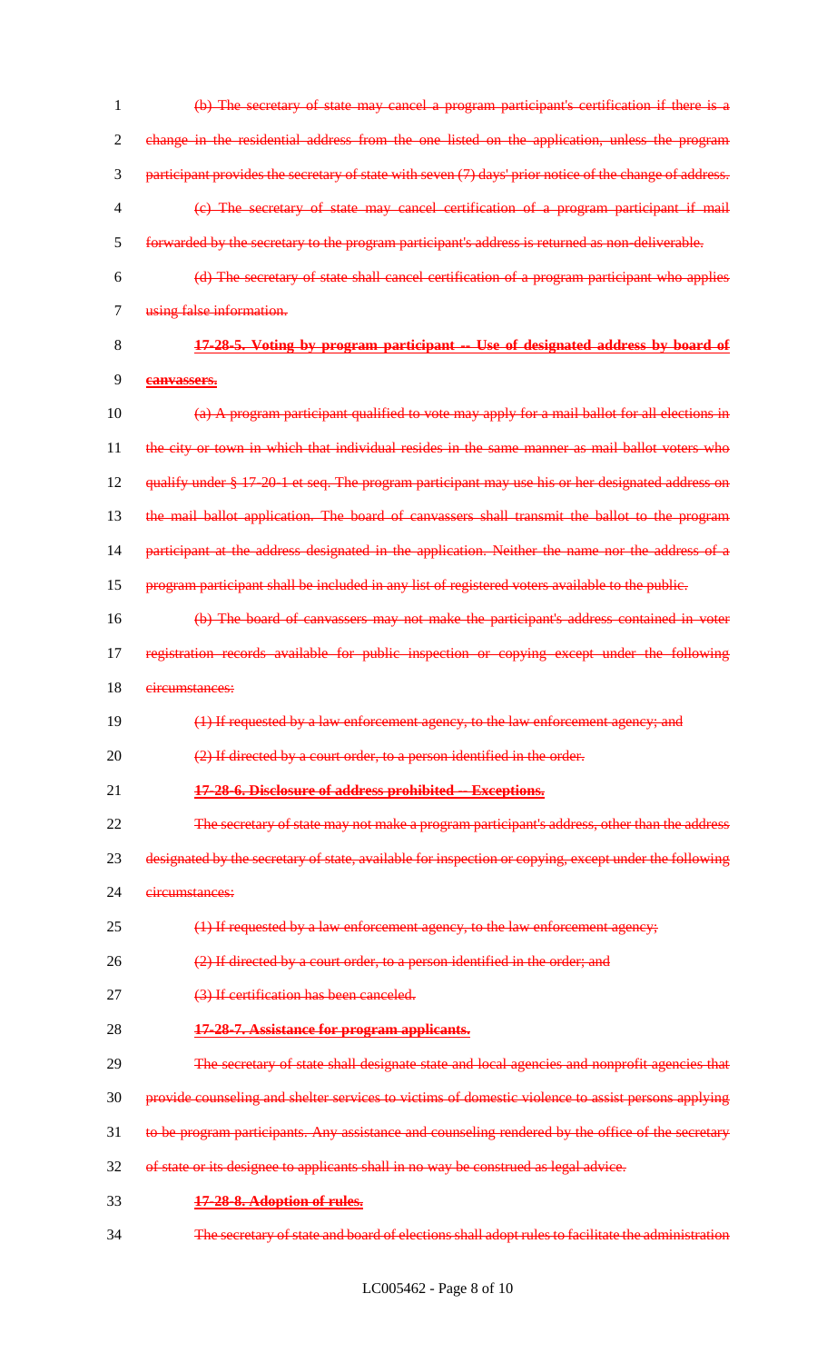~~(b) The secretary of state may cancel a program participant's certification if there is a change in the residential address from the one listed on the application, unless the program participant provides the secretary of state with seven (7) days' prior notice of the change of address.~~

~~(c) The secretary of state may cancel certification of a program participant if mail forwarded by the secretary to the program participant's address is returned as non-deliverable.~~

~~(d) The secretary of state shall cancel certification of a program participant who applies using false information.~~

~~**17-28-5. Voting by program participant -- Use of designated address by board of canvassers.**~~

~~(a) A program participant qualified to vote may apply for a mail ballot for all elections in the city or town in which that individual resides in the same manner as mail ballot voters who qualify under § 17-20-1 et seq. The program participant may use his or her designated address on the mail ballot application. The board of canvassers shall transmit the ballot to the program participant at the address designated in the application. Neither the name nor the address of a program participant shall be included in any list of registered voters available to the public.~~

~~(b) The board of canvassers may not make the participant's address contained in voter registration records available for public inspection or copying except under the following circumstances:~~

~~(1) If requested by a law enforcement agency, to the law enforcement agency; and~~

~~(2) If directed by a court order, to a person identified in the order.~~

~~**17-28-6. Disclosure of address prohibited -- Exceptions.**~~

~~The secretary of state may not make a program participant's address, other than the address designated by the secretary of state, available for inspection or copying, except under the following circumstances:~~

~~(1) If requested by a law enforcement agency, to the law enforcement agency;~~

~~(2) If directed by a court order, to a person identified in the order; and~~

~~(3) If certification has been canceled.~~

~~**17-28-7. Assistance for program applicants.**~~

~~The secretary of state shall designate state and local agencies and nonprofit agencies that provide counseling and shelter services to victims of domestic violence to assist persons applying to be program participants. Any assistance and counseling rendered by the office of the secretary of state or its designee to applicants shall in no way be construed as legal advice.~~

~~**17-28-8. Adoption of rules.**~~

~~The secretary of state and board of elections shall adopt rules to facilitate the administration~~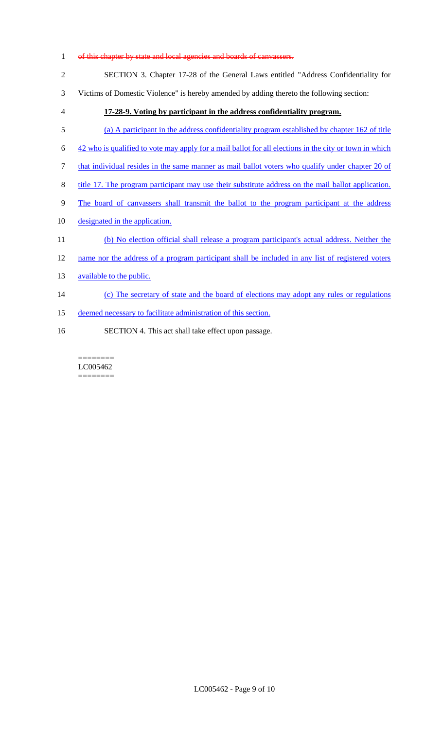~~of this chapter by state and local agencies and boards of canvassers.~~

SECTION 3. Chapter 17-28 of the General Laws entitled "Address Confidentiality for Victims of Domestic Violence" is hereby amended by adding thereto the following section:

**17-28-9. Voting by participant in the address confidentiality program.**

(a) A participant in the address confidentiality program established by chapter 162 of title 42 who is qualified to vote may apply for a mail ballot for all elections in the city or town in which that individual resides in the same manner as mail ballot voters who qualify under chapter 20 of title 17. The program participant may use their substitute address on the mail ballot application. The board of canvassers shall transmit the ballot to the program participant at the address designated in the application.

(b) No election official shall release a program participant's actual address. Neither the name nor the address of a program participant shall be included in any list of registered voters available to the public.

(c) The secretary of state and the board of elections may adopt any rules or regulations deemed necessary to facilitate administration of this section.

SECTION 4. This act shall take effect upon passage.

========
LC005462
========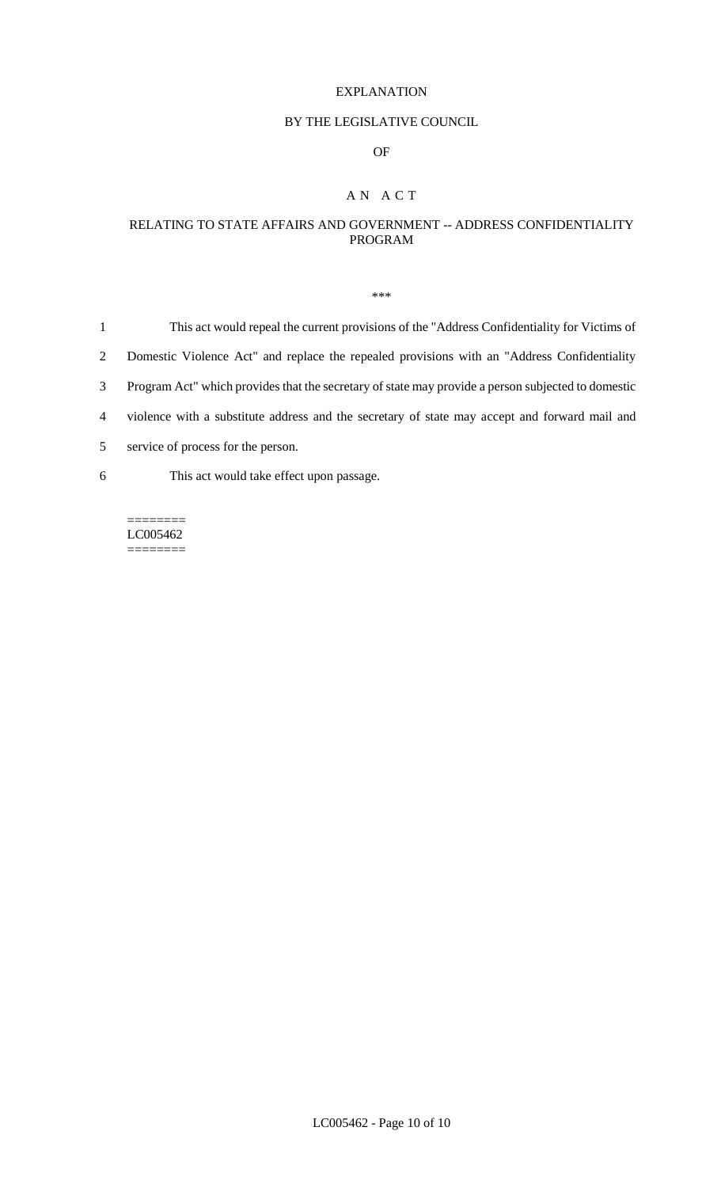EXPLANATION

BY THE LEGISLATIVE COUNCIL

OF

A N A C T

RELATING TO STATE AFFAIRS AND GOVERNMENT -- ADDRESS CONFIDENTIALITY PROGRAM

\*\*\*

1 This act would repeal the current provisions of the "Address Confidentiality for Victims of
2 Domestic Violence Act" and replace the repealed provisions with an "Address Confidentiality
3 Program Act" which provides that the secretary of state may provide a person subjected to domestic
4 violence with a substitute address and the secretary of state may accept and forward mail and
5 service of process for the person.

6 This act would take effect upon passage.

========
LC005462
========